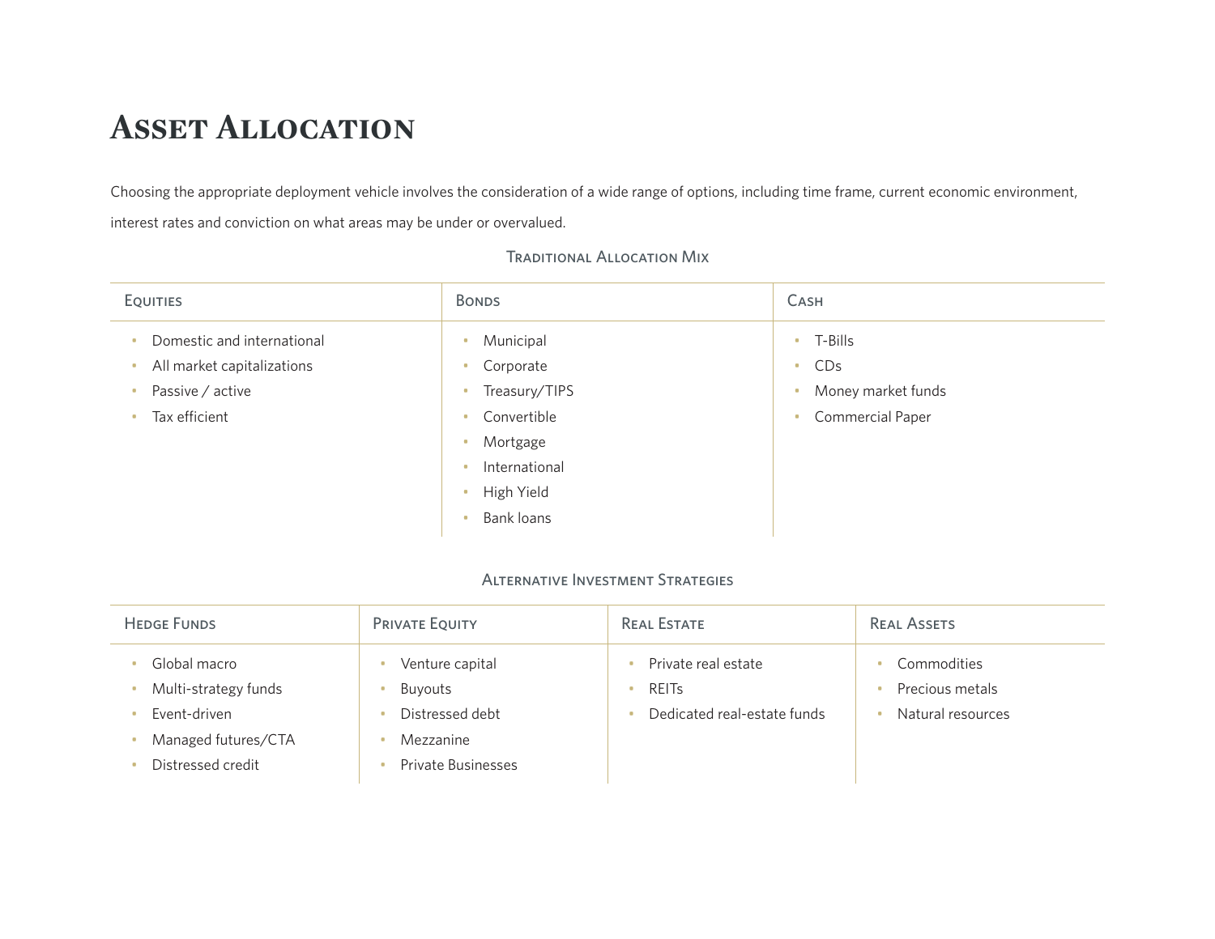# Asset Allocation

Choosing the appropriate deployment vehicle involves the consideration of a wide range of options, including time frame, current economic environment, interest rates and conviction on what areas may be under or overvalued.

### Traditional Allocation Mix

| Equities | Bonds | Cash |
| --- | --- | --- |
| • Domestic and international<br>• All market capitalizations<br>• Passive / active<br>• Tax efficient | • Municipal<br>• Corporate<br>• Treasury/TIPS<br>• Convertible<br>• Mortgage<br>• International<br>• High Yield<br>• Bank loans | • T-Bills<br>• CDs<br>• Money market funds<br>• Commercial Paper |

### Alternative Investment Strategies

| Hedge Funds | Private Equity | Real Estate | Real Assets |
| --- | --- | --- | --- |
| • Global macro<br>• Multi-strategy funds<br>• Event-driven<br>• Managed futures/CTA<br>• Distressed credit | • Venture capital<br>• Buyouts<br>• Distressed debt<br>• Mezzanine<br>• Private Businesses | • Private real estate<br>• REITs<br>• Dedicated real-estate funds | • Commodities<br>• Precious metals<br>• Natural resources |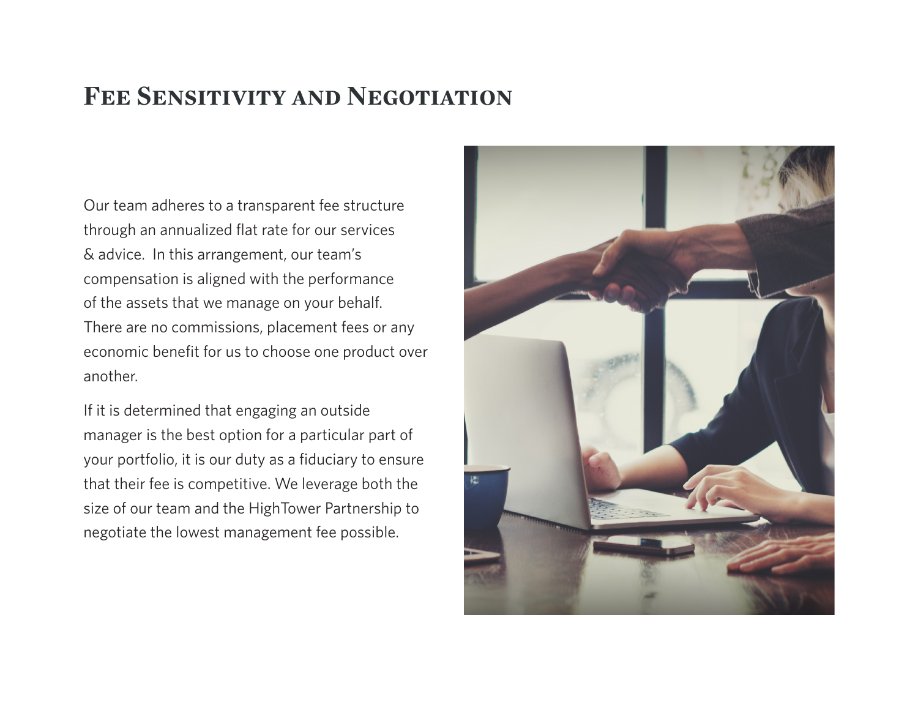# Fee Sensitivity and Negotiation

Our team adheres to a transparent fee structure through an annualized flat rate for our services & advice. In this arrangement, our team's compensation is aligned with the performance of the assets that we manage on your behalf. There are no commissions, placement fees or any economic benefit for us to choose one product over another.

If it is determined that engaging an outside manager is the best option for a particular part of your portfolio, it is our duty as a fiduciary to ensure that their fee is competitive. We leverage both the size of our team and the HighTower Partnership to negotiate the lowest management fee possible.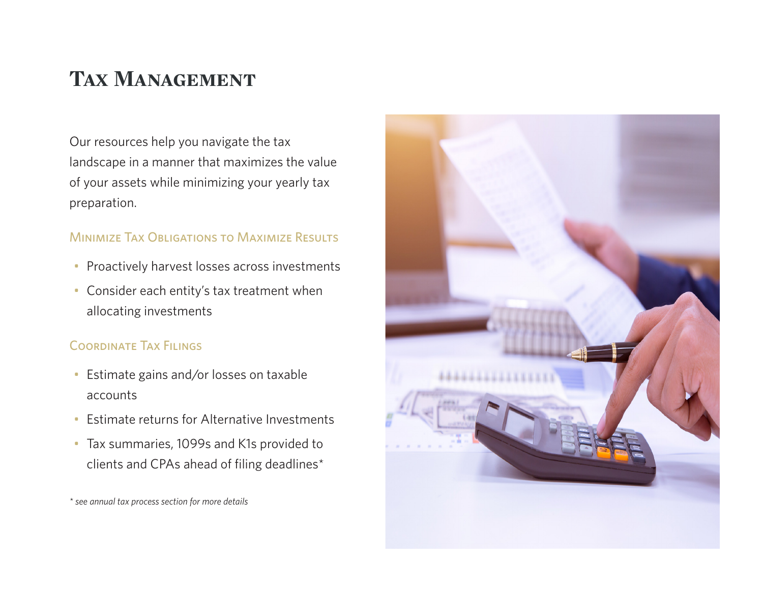# Tax Management

Our resources help you navigate the tax landscape in a manner that maximizes the value of your assets while minimizing your yearly tax preparation.

### Minimize Tax Obligations to Maximize Results

- Proactively harvest losses across investments
- Consider each entity's tax treatment when allocating investments

### Coordinate Tax Filings

- Estimate gains and/or losses on taxable accounts
- Estimate returns for Alternative Investments
- Tax summaries, 1099s and K1s provided to clients and CPAs ahead of filing deadlines*

*\* see annual tax process section for more details*